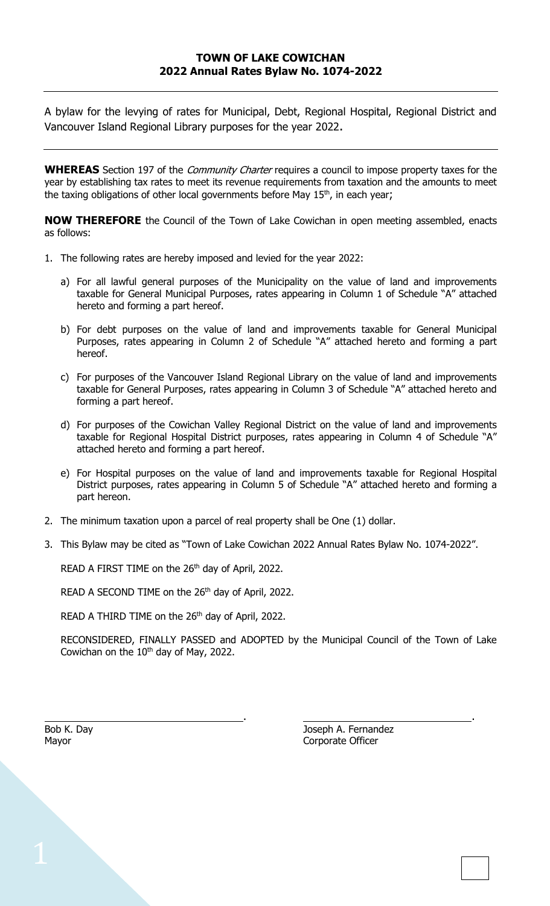**TOWN OF LAKE COWICHAN**
**2022 Annual Rates Bylaw No. 1074-2022**

---

A bylaw for the levying of rates for Municipal, Debt, Regional Hospital, Regional District and Vancouver Island Regional Library purposes for the year 2022.

---

**WHEREAS** Section 197 of the *Community Charter* requires a council to impose property taxes for the year by establishing tax rates to meet its revenue requirements from taxation and the amounts to meet the taxing obligations of other local governments before May 15th, in each year;

**NOW THEREFORE** the Council of the Town of Lake Cowichan in open meeting assembled, enacts as follows:

1. The following rates are hereby imposed and levied for the year 2022:

   a) For all lawful general purposes of the Municipality on the value of land and improvements taxable for General Municipal Purposes, rates appearing in Column 1 of Schedule "A" attached hereto and forming a part hereof.

   b) For debt purposes on the value of land and improvements taxable for General Municipal Purposes, rates appearing in Column 2 of Schedule "A" attached hereto and forming a part hereof.

   c) For purposes of the Vancouver Island Regional Library on the value of land and improvements taxable for General Purposes, rates appearing in Column 3 of Schedule "A" attached hereto and forming a part hereof.

   d) For purposes of the Cowichan Valley Regional District on the value of land and improvements taxable for Regional Hospital District purposes, rates appearing in Column 4 of Schedule "A" attached hereto and forming a part hereof.

   e) For Hospital purposes on the value of land and improvements taxable for Regional Hospital District purposes, rates appearing in Column 5 of Schedule "A" attached hereto and forming a part hereon.

2. The minimum taxation upon a parcel of real property shall be One (1) dollar.

3. This Bylaw may be cited as "Town of Lake Cowichan 2022 Annual Rates Bylaw No. 1074-2022".

READ A FIRST TIME on the 26th day of April, 2022.

READ A SECOND TIME on the 26th day of April, 2022.

READ A THIRD TIME on the 26th day of April, 2022.

RECONSIDERED, FINALLY PASSED and ADOPTED by the Municipal Council of the Town of Lake Cowichan on the 10th day of May, 2022.

| ______________________________. | ______________________________. |
|---|---|
| Bob K. Day | Joseph A. Fernandez |
| Mayor | Corporate Officer |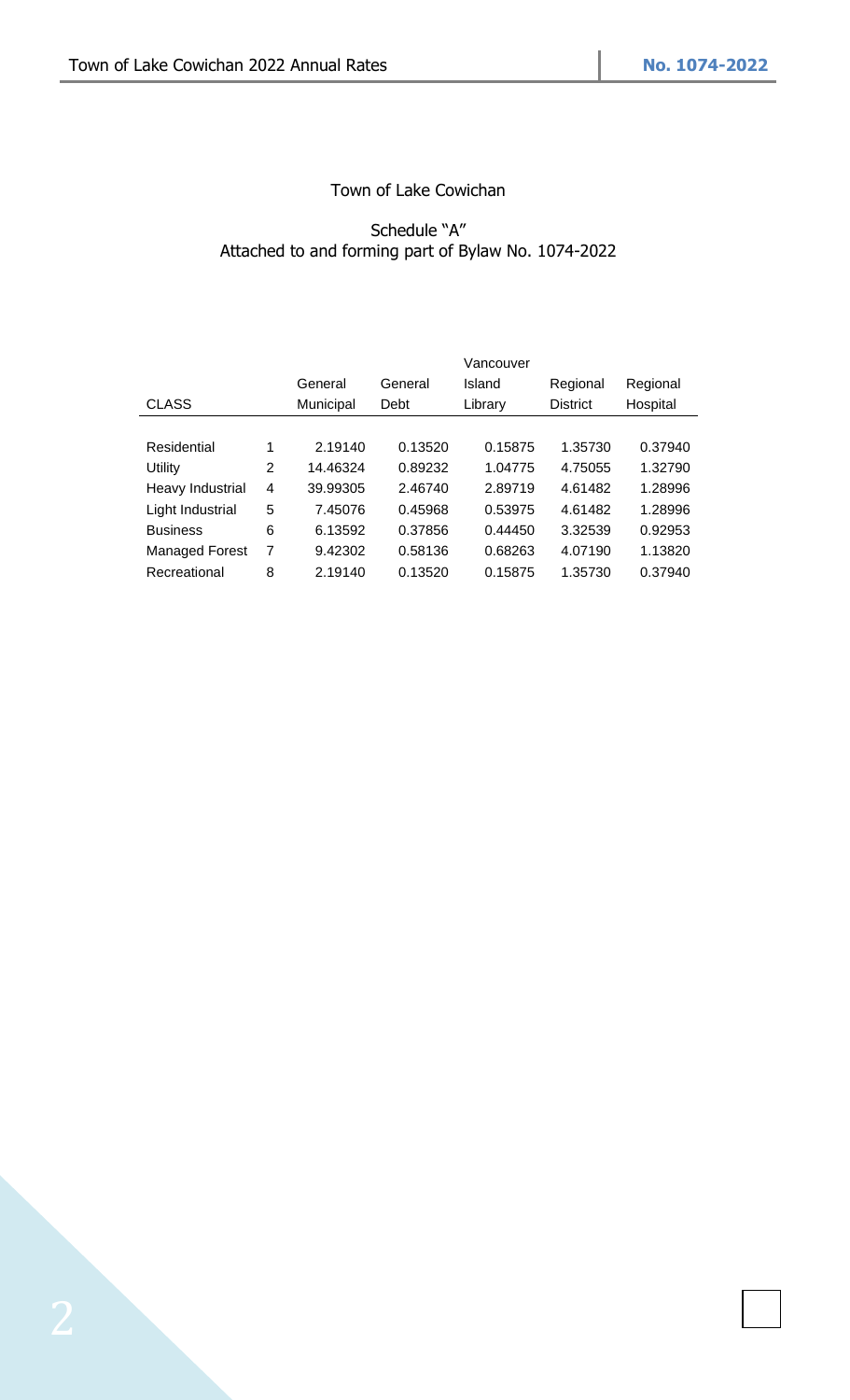Town of Lake Cowichan

Schedule "A"
Attached to and forming part of Bylaw No. 1074-2022

| CLASS | | General Municipal | General Debt | Vancouver Island Library | Regional District | Regional Hospital |
|---|---|---|---|---|---|---|
| Residential | 1 | 2.19140 | 0.13520 | 0.15875 | 1.35730 | 0.37940 |
| Utility | 2 | 14.46324 | 0.89232 | 1.04775 | 4.75055 | 1.32790 |
| Heavy Industrial | 4 | 39.99305 | 2.46740 | 2.89719 | 4.61482 | 1.28996 |
| Light Industrial | 5 | 7.45076 | 0.45968 | 0.53975 | 4.61482 | 1.28996 |
| Business | 6 | 6.13592 | 0.37856 | 0.44450 | 3.32539 | 0.92953 |
| Managed Forest | 7 | 9.42302 | 0.58136 | 0.68263 | 4.07190 | 1.13820 |
| Recreational | 8 | 2.19140 | 0.13520 | 0.15875 | 1.35730 | 0.37940 |